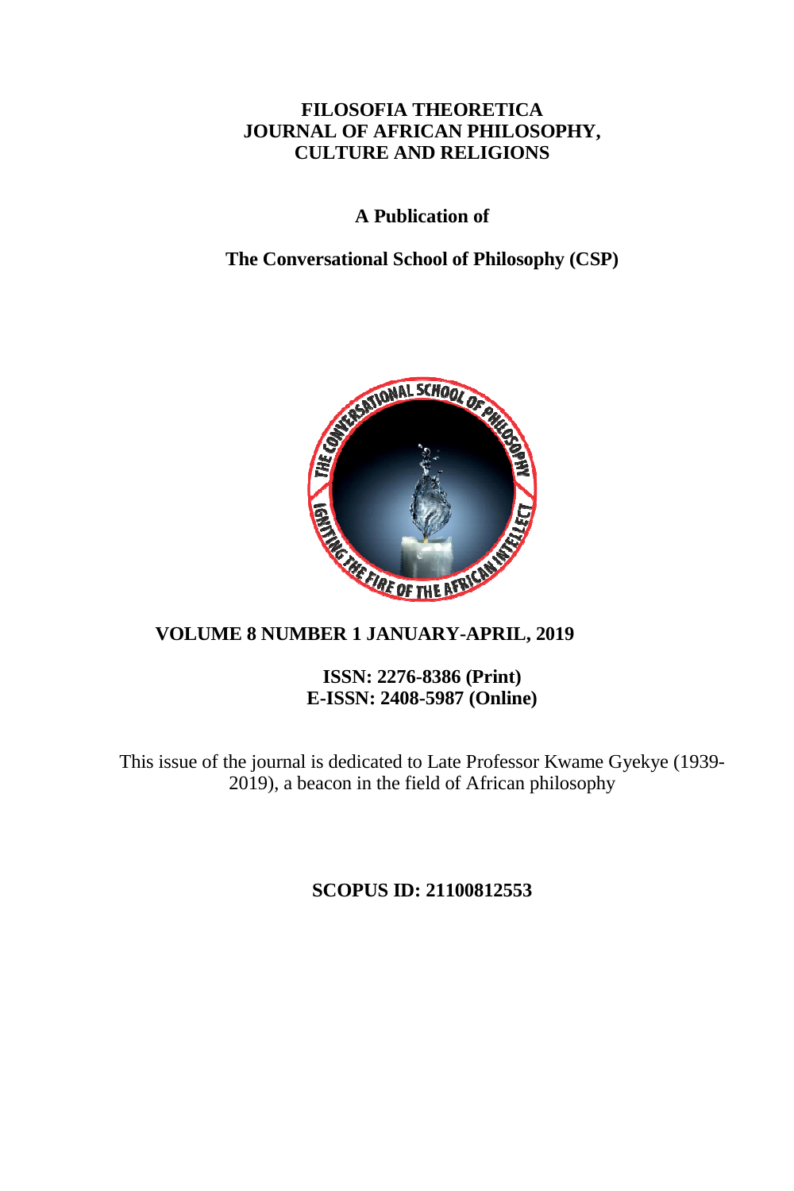**FILOSOFIA THEORETICA**
**JOURNAL OF AFRICAN PHILOSOPHY, CULTURE AND RELIGIONS**

**A Publication of**

**The Conversational School of Philosophy (CSP)**

**VOLUME 8 NUMBER 1 JANUARY-APRIL, 2019**

**ISSN: 2276-8386 (Print)**
**E-ISSN: 2408-5987 (Online)**

This issue of the journal is dedicated to Late Professor Kwame Gyekye (1939-2019), a beacon in the field of African philosophy

**SCOPUS ID: 21100812553**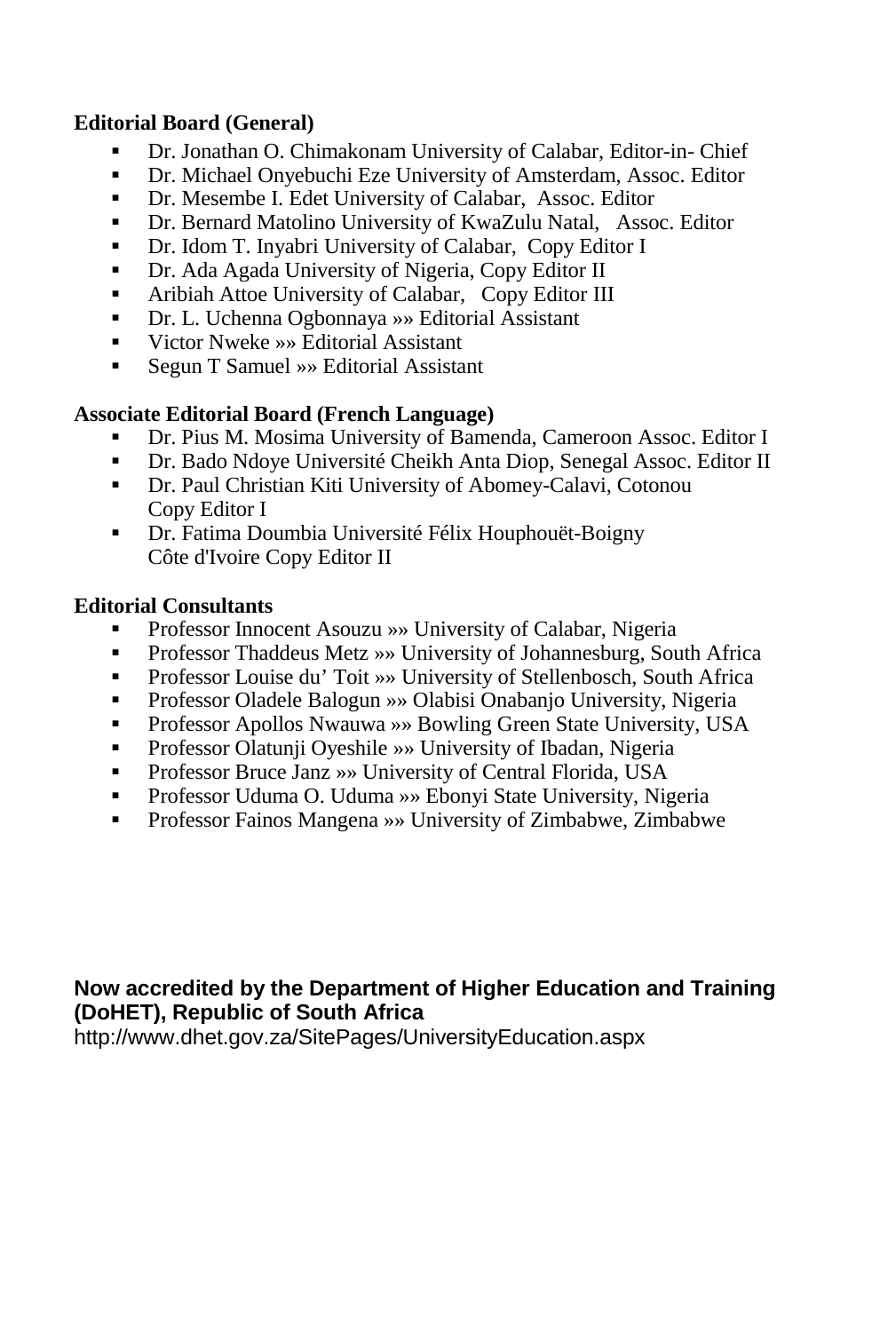**Editorial Board (General)**

- Dr. Jonathan O. Chimakonam University of Calabar, Editor-in- Chief
- Dr. Michael Onyebuchi Eze University of Amsterdam, Assoc. Editor
- Dr. Mesembe I. Edet University of Calabar, Assoc. Editor
- Dr. Bernard Matolino University of KwaZulu Natal, Assoc. Editor
- Dr. Idom T. Inyabri University of Calabar, Copy Editor I
- Dr. Ada Agada University of Nigeria, Copy Editor II
- Aribiah Attoe University of Calabar, Copy Editor III
- Dr. L. Uchenna Ogbonnaya »» Editorial Assistant
- Victor Nweke »» Editorial Assistant
- Segun T Samuel »» Editorial Assistant

**Associate Editorial Board (French Language)**

- Dr. Pius M. Mosima University of Bamenda, Cameroon Assoc. Editor I
- Dr. Bado Ndoye Université Cheikh Anta Diop, Senegal Assoc. Editor II
- Dr. Paul Christian Kiti University of Abomey-Calavi, Cotonou Copy Editor I
- Dr. Fatima Doumbia Université Félix Houphouët-Boigny Côte d'Ivoire Copy Editor II

**Editorial Consultants**

- Professor Innocent Asouzu »» University of Calabar, Nigeria
- Professor Thaddeus Metz »» University of Johannesburg, South Africa
- Professor Louise du' Toit »» University of Stellenbosch, South Africa
- Professor Oladele Balogun »» Olabisi Onabanjo University, Nigeria
- Professor Apollos Nwauwa »» Bowling Green State University, USA
- Professor Olatunji Oyeshile »» University of Ibadan, Nigeria
- Professor Bruce Janz »» University of Central Florida, USA
- Professor Uduma O. Uduma »» Ebonyi State University, Nigeria
- Professor Fainos Mangena »» University of Zimbabwe, Zimbabwe

**Now accredited by the Department of Higher Education and Training (DoHET), Republic of South Africa**

http://www.dhet.gov.za/SitePages/UniversityEducation.aspx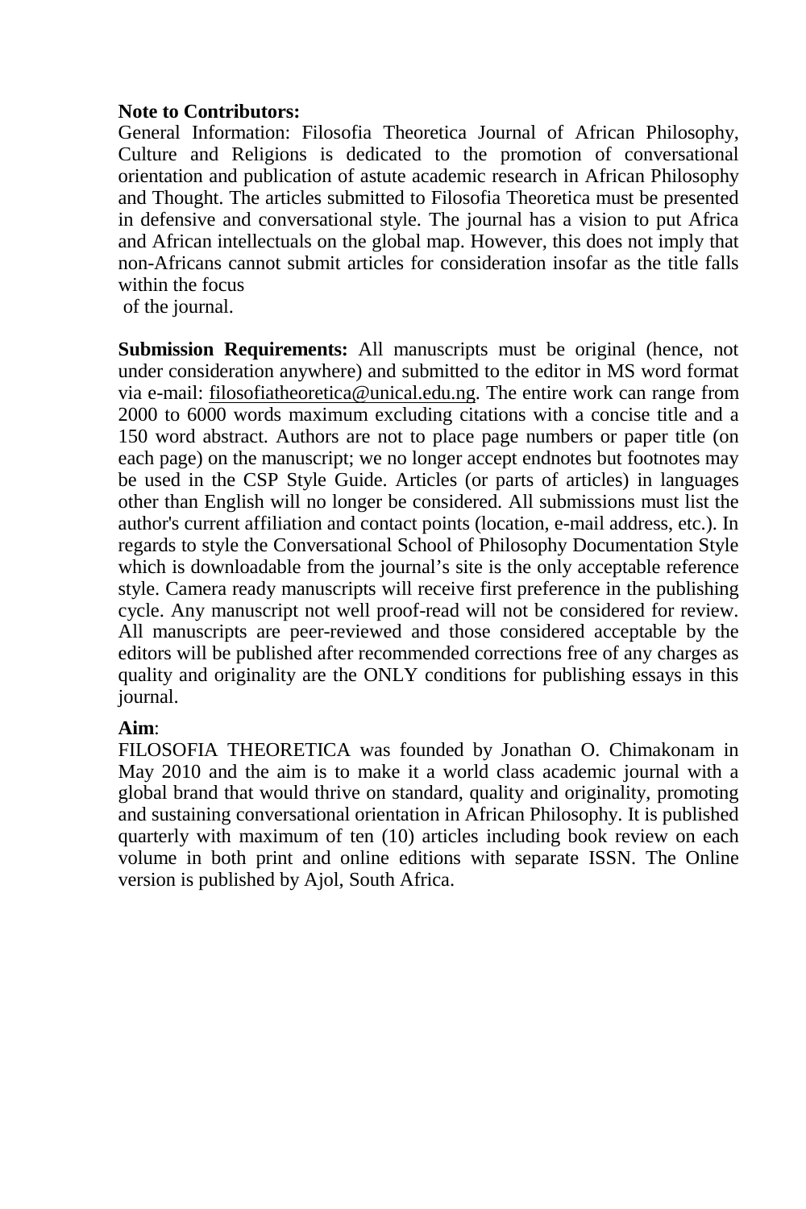**Note to Contributors:**

General Information: Filosofia Theoretica Journal of African Philosophy, Culture and Religions is dedicated to the promotion of conversational orientation and publication of astute academic research in African Philosophy and Thought. The articles submitted to Filosofia Theoretica must be presented in defensive and conversational style. The journal has a vision to put Africa and African intellectuals on the global map. However, this does not imply that non-Africans cannot submit articles for consideration insofar as the title falls within the focus of the journal.

**Submission Requirements:** All manuscripts must be original (hence, not under consideration anywhere) and submitted to the editor in MS word format via e-mail: filosofiatheoretica@unical.edu.ng. The entire work can range from 2000 to 6000 words maximum excluding citations with a concise title and a 150 word abstract. Authors are not to place page numbers or paper title (on each page) on the manuscript; we no longer accept endnotes but footnotes may be used in the CSP Style Guide. Articles (or parts of articles) in languages other than English will no longer be considered. All submissions must list the author's current affiliation and contact points (location, e-mail address, etc.). In regards to style the Conversational School of Philosophy Documentation Style which is downloadable from the journal's site is the only acceptable reference style. Camera ready manuscripts will receive first preference in the publishing cycle. Any manuscript not well proof-read will not be considered for review. All manuscripts are peer-reviewed and those considered acceptable by the editors will be published after recommended corrections free of any charges as quality and originality are the ONLY conditions for publishing essays in this journal.

**Aim**:

FILOSOFIA THEORETICA was founded by Jonathan O. Chimakonam in May 2010 and the aim is to make it a world class academic journal with a global brand that would thrive on standard, quality and originality, promoting and sustaining conversational orientation in African Philosophy. It is published quarterly with maximum of ten (10) articles including book review on each volume in both print and online editions with separate ISSN. The Online version is published by Ajol, South Africa.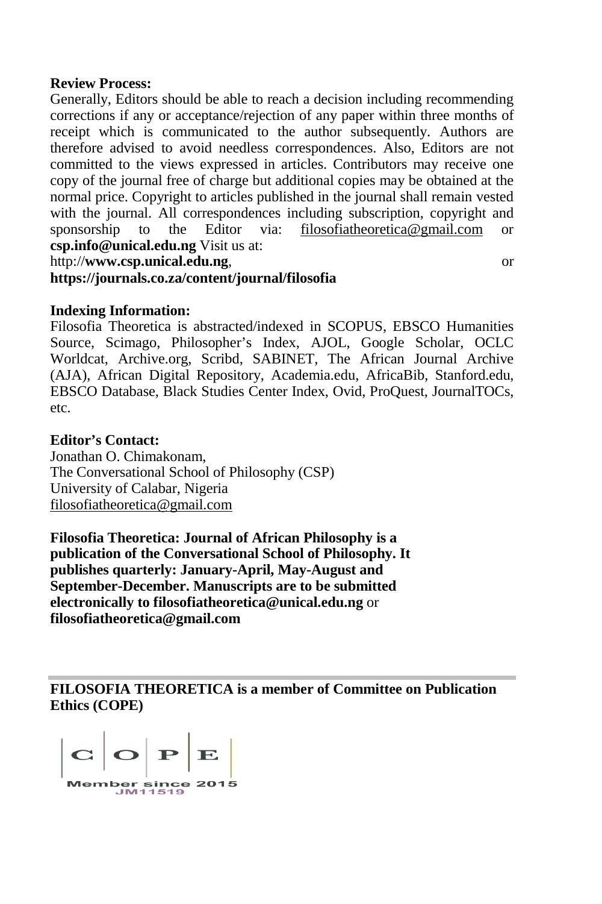**Review Process:**

Generally, Editors should be able to reach a decision including recommending corrections if any or acceptance/rejection of any paper within three months of receipt which is communicated to the author subsequently. Authors are therefore advised to avoid needless correspondences. Also, Editors are not committed to the views expressed in articles. Contributors may receive one copy of the journal free of charge but additional copies may be obtained at the normal price. Copyright to articles published in the journal shall remain vested with the journal. All correspondences including subscription, copyright and sponsorship to the Editor via: filosofiatheoretica@gmail.com or **csp.info@unical.edu.ng** Visit us at: http://**www.csp.unical.edu.ng**, or **https://journals.co.za/content/journal/filosofia**

**Indexing Information:**

Filosofia Theoretica is abstracted/indexed in SCOPUS, EBSCO Humanities Source, Scimago, Philosopher's Index, AJOL, Google Scholar, OCLC Worldcat, Archive.org, Scribd, SABINET, The African Journal Archive (AJA), African Digital Repository, Academia.edu, AfricaBib, Stanford.edu, EBSCO Database, Black Studies Center Index, Ovid, ProQuest, JournalTOCs, etc.

**Editor's Contact:**

Jonathan O. Chimakonam,
The Conversational School of Philosophy (CSP)
University of Calabar, Nigeria
filosofiatheoretica@gmail.com

**Filosofia Theoretica: Journal of African Philosophy is a publication of the Conversational School of Philosophy. It publishes quarterly: January-April, May-August and September-December. Manuscripts are to be submitted electronically to filosofiatheoretica@unical.edu.ng** or **filosofiatheoretica@gmail.com**

---

**FILOSOFIA THEORETICA is a member of Committee on Publication Ethics (COPE)**

C | O | P | E

Member since 2015
JM11519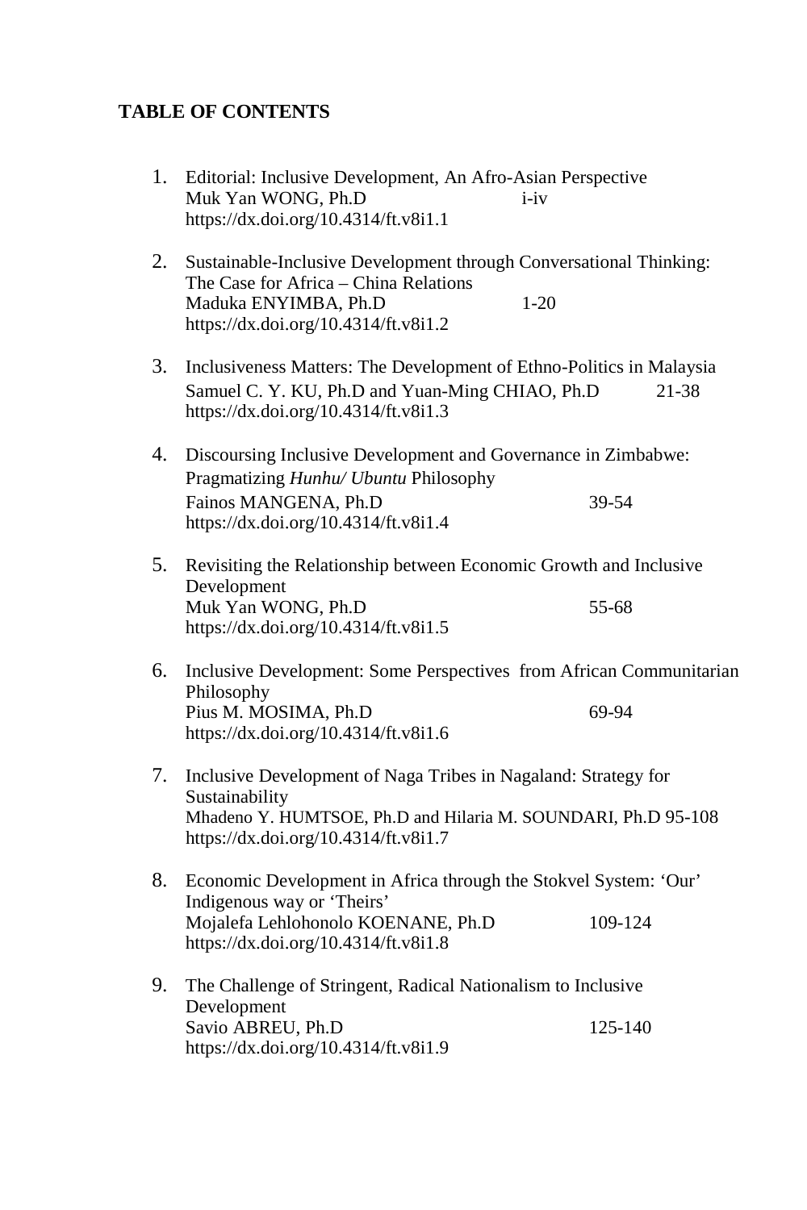## TABLE OF CONTENTS

1. Editorial: Inclusive Development, An Afro-Asian Perspective
   Muk Yan WONG, Ph.D i-iv
   https://dx.doi.org/10.4314/ft.v8i1.1

2. Sustainable-Inclusive Development through Conversational Thinking: The Case for Africa – China Relations
   Maduka ENYIMBA, Ph.D 1-20
   https://dx.doi.org/10.4314/ft.v8i1.2

3. Inclusiveness Matters: The Development of Ethno-Politics in Malaysia
   Samuel C. Y. KU, Ph.D and Yuan-Ming CHIAO, Ph.D 21-38
   https://dx.doi.org/10.4314/ft.v8i1.3

4. Discoursing Inclusive Development and Governance in Zimbabwe: Pragmatizing *Hunhu/ Ubuntu* Philosophy
   Fainos MANGENA, Ph.D 39-54
   https://dx.doi.org/10.4314/ft.v8i1.4

5. Revisiting the Relationship between Economic Growth and Inclusive Development
   Muk Yan WONG, Ph.D 55-68
   https://dx.doi.org/10.4314/ft.v8i1.5

6. Inclusive Development: Some Perspectives from African Communitarian Philosophy
   Pius M. MOSIMA, Ph.D 69-94
   https://dx.doi.org/10.4314/ft.v8i1.6

7. Inclusive Development of Naga Tribes in Nagaland: Strategy for Sustainability
   Mhadeno Y. HUMTSOE, Ph.D and Hilaria M. SOUNDARI, Ph.D 95-108
   https://dx.doi.org/10.4314/ft.v8i1.7

8. Economic Development in Africa through the Stokvel System: 'Our' Indigenous way or 'Theirs'
   Mojalefa Lehlohonolo KOENANE, Ph.D 109-124
   https://dx.doi.org/10.4314/ft.v8i1.8

9. The Challenge of Stringent, Radical Nationalism to Inclusive Development
   Savio ABREU, Ph.D 125-140
   https://dx.doi.org/10.4314/ft.v8i1.9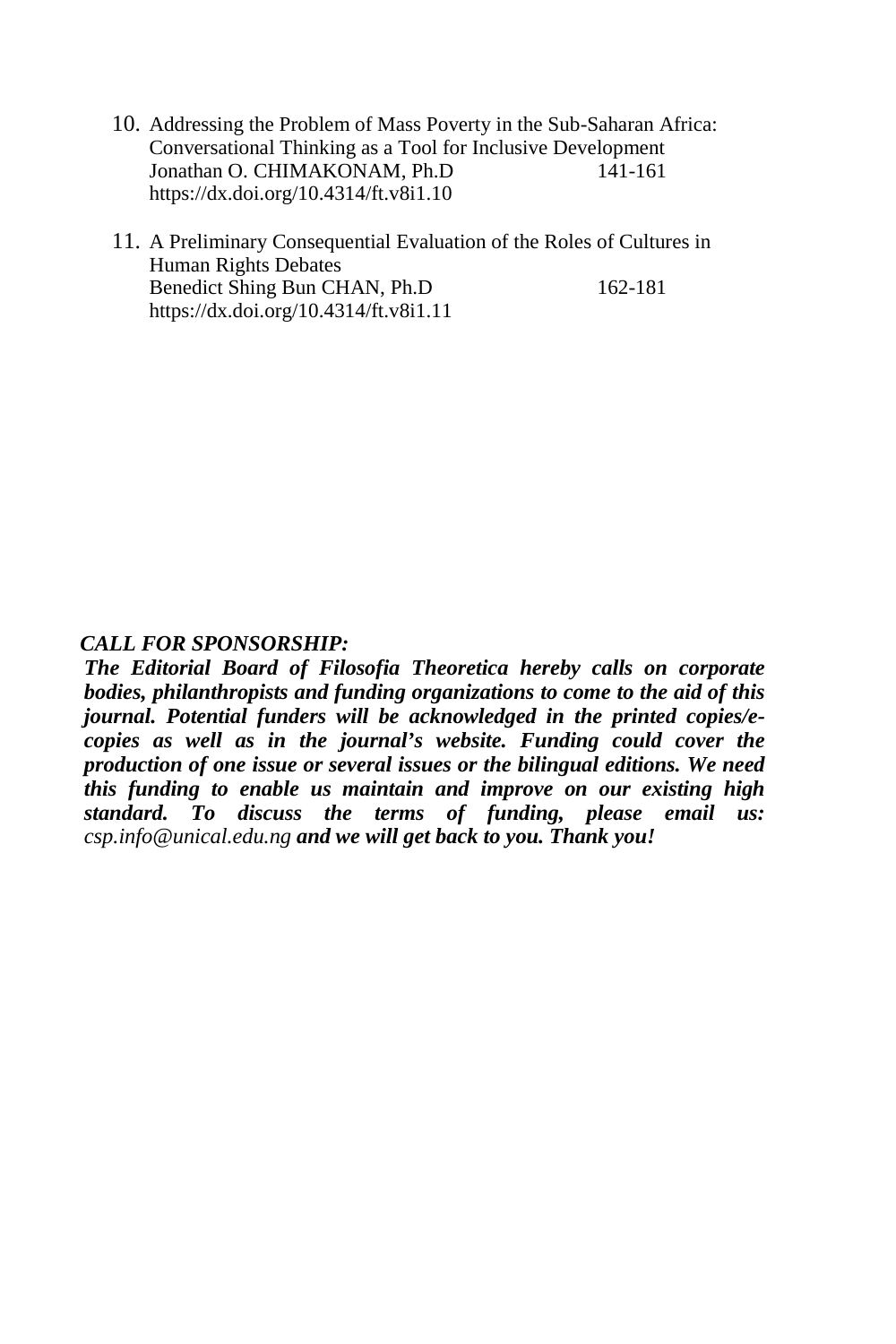10. Addressing the Problem of Mass Poverty in the Sub-Saharan Africa: Conversational Thinking as a Tool for Inclusive Development
    Jonathan O. CHIMAKONAM, Ph.D 141-161
    https://dx.doi.org/10.4314/ft.v8i1.10

11. A Preliminary Consequential Evaluation of the Roles of Cultures in Human Rights Debates
    Benedict Shing Bun CHAN, Ph.D 162-181
    https://dx.doi.org/10.4314/ft.v8i1.11

***CALL FOR SPONSORSHIP:***

***The Editorial Board of Filosofia Theoretica hereby calls on corporate bodies, philanthropists and funding organizations to come to the aid of this journal. Potential funders will be acknowledged in the printed copies/e-copies as well as in the journal's website. Funding could cover the production of one issue or several issues or the bilingual editions. We need this funding to enable us maintain and improve on our existing high standard. To discuss the terms of funding, please email us:*** *csp.info@unical.edu.ng* ***and we will get back to you. Thank you!***